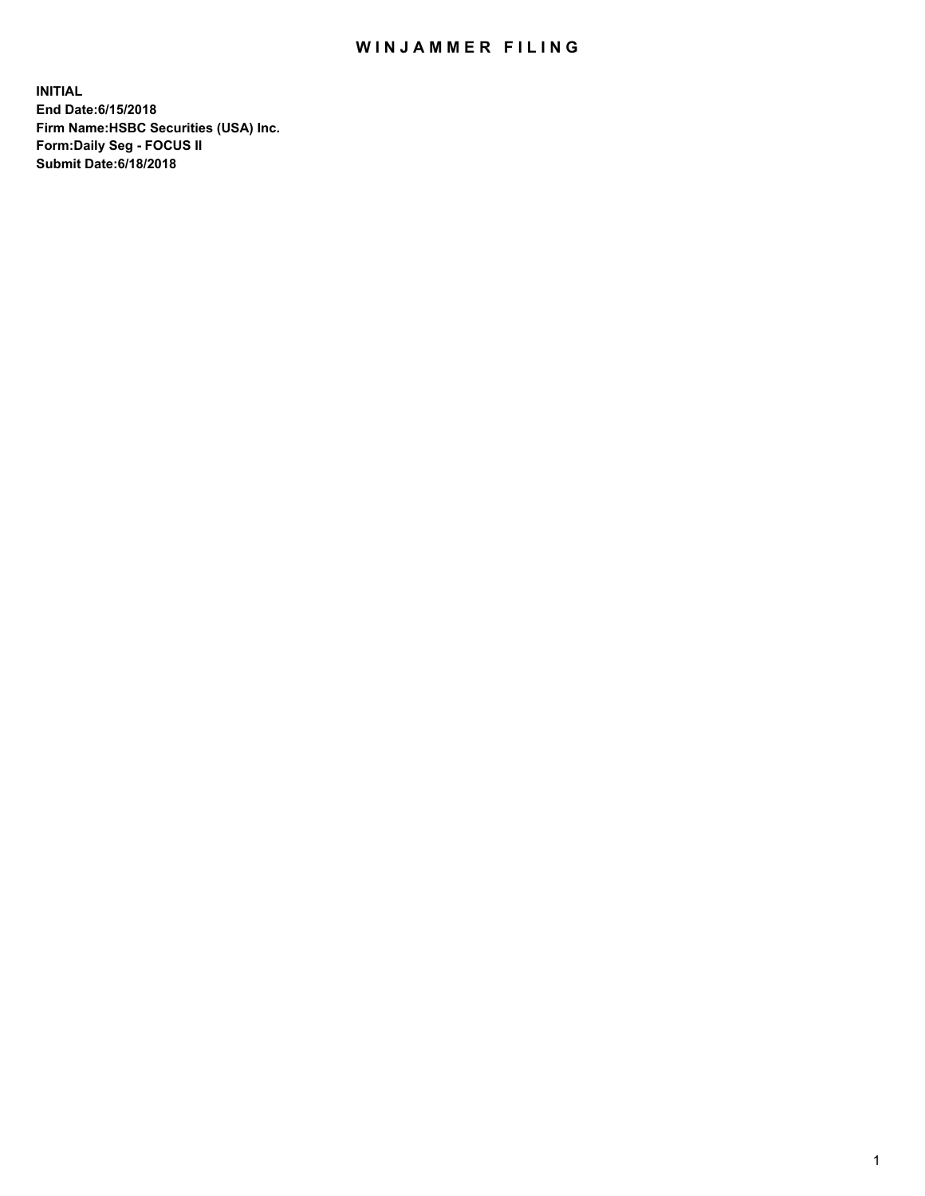# WINJAMMER FILING

**INITIAL**
**End Date:6/15/2018**
**Firm Name:HSBC Securities (USA) Inc.**
**Form:Daily Seg - FOCUS II**
**Submit Date:6/18/2018**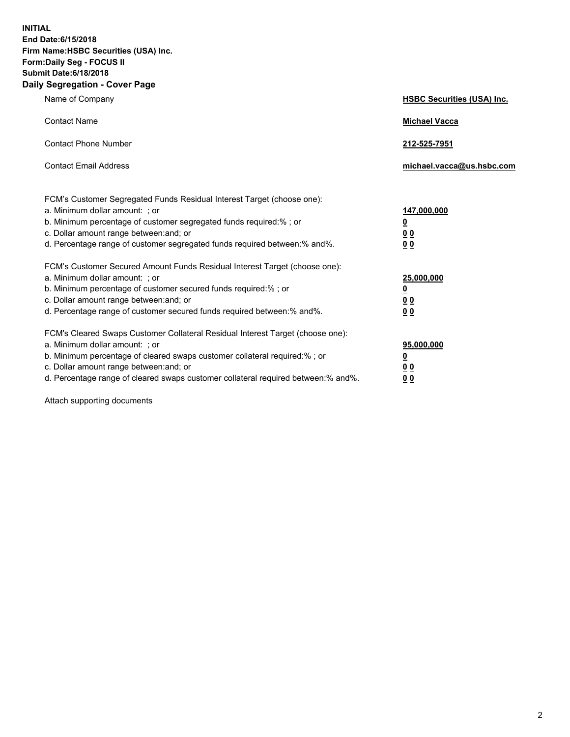**INITIAL**
**End Date:6/15/2018**
**Firm Name:HSBC Securities (USA) Inc.**
**Form:Daily Seg - FOCUS II**
**Submit Date:6/18/2018**

## Daily Segregation - Cover Page

| | |
|---|---|
| Name of Company | **HSBC Securities (USA) Inc.** |
| Contact Name | **Michael Vacca** |
| Contact Phone Number | **212-525-7951** |
| Contact Email Address | **michael.vacca@us.hsbc.com** |

| | |
|---|---|
| FCM's Customer Segregated Funds Residual Interest Target (choose one): | |
| a. Minimum dollar amount: ; or | **147,000,000** |
| b. Minimum percentage of customer segregated funds required:% ; or | **0** |
| c. Dollar amount range between:and; or | **0 0** |
| d. Percentage range of customer segregated funds required between:% and%. | **0 0** |
| FCM's Customer Secured Amount Funds Residual Interest Target (choose one): | |
| a. Minimum dollar amount: ; or | **25,000,000** |
| b. Minimum percentage of customer secured funds required:% ; or | **0** |
| c. Dollar amount range between:and; or | **0 0** |
| d. Percentage range of customer secured funds required between:% and%. | **0 0** |
| FCM's Cleared Swaps Customer Collateral Residual Interest Target (choose one): | |
| a. Minimum dollar amount: ; or | **95,000,000** |
| b. Minimum percentage of cleared swaps customer collateral required:% ; or | **0** |
| c. Dollar amount range between:and; or | **0 0** |
| d. Percentage range of cleared swaps customer collateral required between:% and%. | **0 0** |

Attach supporting documents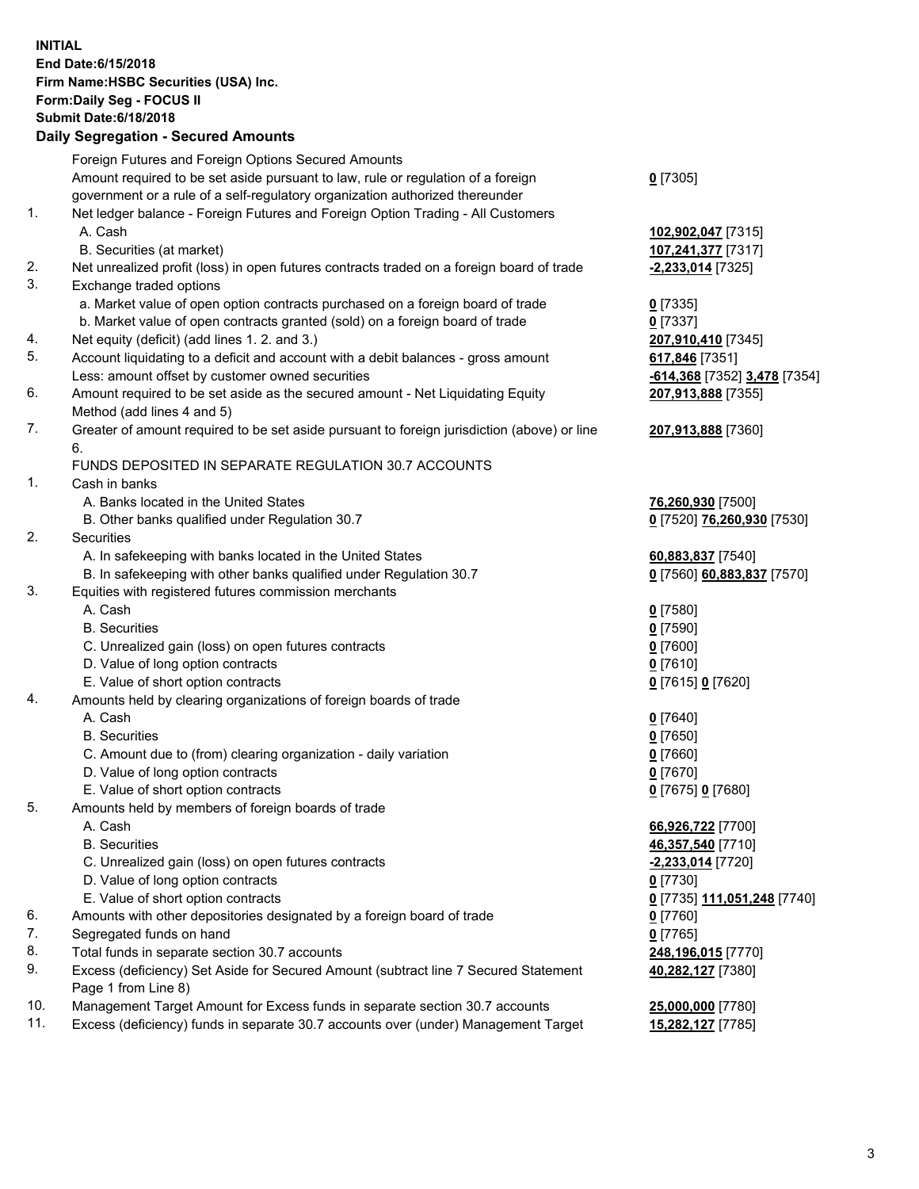**INITIAL**
**End Date:6/15/2018**
**Firm Name:HSBC Securities (USA) Inc.**
**Form:Daily Seg - FOCUS II**
**Submit Date:6/18/2018**

**Daily Segregation - Secured Amounts**

| | | |
|---|---|---|
| | Foreign Futures and Foreign Options Secured Amounts | |
| | Amount required to be set aside pursuant to law, rule or regulation of a foreign government or a rule of a self-regulatory organization authorized thereunder | **0** [7305] |
| 1. | Net ledger balance - Foreign Futures and Foreign Option Trading - All Customers | |
| | A. Cash | **102,902,047** [7315] |
| | B. Securities (at market) | **107,241,377** [7317] |
| 2. | Net unrealized profit (loss) in open futures contracts traded on a foreign board of trade | **-2,233,014** [7325] |
| 3. | Exchange traded options | |
| | a. Market value of open option contracts purchased on a foreign board of trade | **0** [7335] |
| | b. Market value of open contracts granted (sold) on a foreign board of trade | **0** [7337] |
| 4. | Net equity (deficit) (add lines 1. 2. and 3.) | **207,910,410** [7345] |
| 5. | Account liquidating to a deficit and account with a debit balances - gross amount | **617,846** [7351] |
| | Less: amount offset by customer owned securities | **-614,368** [7352] **3,478** [7354] |
| 6. | Amount required to be set aside as the secured amount - Net Liquidating Equity Method (add lines 4 and 5) | **207,913,888** [7355] |
| 7. | Greater of amount required to be set aside pursuant to foreign jurisdiction (above) or line 6. | **207,913,888** [7360] |
| | FUNDS DEPOSITED IN SEPARATE REGULATION 30.7 ACCOUNTS | |
| 1. | Cash in banks | |
| | A. Banks located in the United States | **76,260,930** [7500] |
| | B. Other banks qualified under Regulation 30.7 | **0** [7520] **76,260,930** [7530] |
| 2. | Securities | |
| | A. In safekeeping with banks located in the United States | **60,883,837** [7540] |
| | B. In safekeeping with other banks qualified under Regulation 30.7 | **0** [7560] **60,883,837** [7570] |
| 3. | Equities with registered futures commission merchants | |
| | A. Cash | **0** [7580] |
| | B. Securities | **0** [7590] |
| | C. Unrealized gain (loss) on open futures contracts | **0** [7600] |
| | D. Value of long option contracts | **0** [7610] |
| | E. Value of short option contracts | **0** [7615] **0** [7620] |
| 4. | Amounts held by clearing organizations of foreign boards of trade | |
| | A. Cash | **0** [7640] |
| | B. Securities | **0** [7650] |
| | C. Amount due to (from) clearing organization - daily variation | **0** [7660] |
| | D. Value of long option contracts | **0** [7670] |
| | E. Value of short option contracts | **0** [7675] **0** [7680] |
| 5. | Amounts held by members of foreign boards of trade | |
| | A. Cash | **66,926,722** [7700] |
| | B. Securities | **46,357,540** [7710] |
| | C. Unrealized gain (loss) on open futures contracts | **-2,233,014** [7720] |
| | D. Value of long option contracts | **0** [7730] |
| | E. Value of short option contracts | **0** [7735] **111,051,248** [7740] |
| 6. | Amounts with other depositories designated by a foreign board of trade | **0** [7760] |
| 7. | Segregated funds on hand | **0** [7765] |
| 8. | Total funds in separate section 30.7 accounts | **248,196,015** [7770] |
| 9. | Excess (deficiency) Set Aside for Secured Amount (subtract line 7 Secured Statement Page 1 from Line 8) | **40,282,127** [7380] |
| 10. | Management Target Amount for Excess funds in separate section 30.7 accounts | **25,000,000** [7780] |
| 11. | Excess (deficiency) funds in separate 30.7 accounts over (under) Management Target | **15,282,127** [7785] |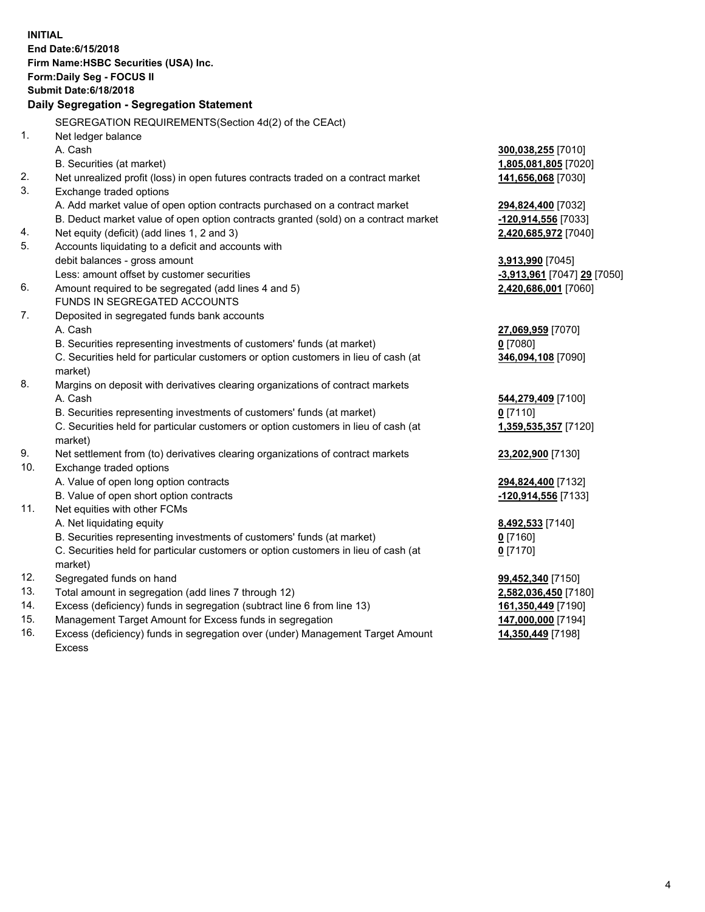**INITIAL**
**End Date:6/15/2018**
**Firm Name:HSBC Securities (USA) Inc.**
**Form:Daily Seg - FOCUS II**
**Submit Date:6/18/2018**

## Daily Segregation - Segregation Statement

SEGREGATION REQUIREMENTS(Section 4d(2) of the CEAct)

| | | |
|---|---|---|
| 1. | Net ledger balance | |
| | A. Cash | **300,038,255** [7010] |
| | B. Securities (at market) | **1,805,081,805** [7020] |
| 2. | Net unrealized profit (loss) in open futures contracts traded on a contract market | **141,656,068** [7030] |
| 3. | Exchange traded options | |
| | A. Add market value of open option contracts purchased on a contract market | **294,824,400** [7032] |
| | B. Deduct market value of open option contracts granted (sold) on a contract market | **-120,914,556** [7033] |
| 4. | Net equity (deficit) (add lines 1, 2 and 3) | **2,420,685,972** [7040] |
| 5. | Accounts liquidating to a deficit and accounts with | |
| | debit balances - gross amount | **3,913,990** [7045] |
| | Less: amount offset by customer securities | **-3,913,961** [7047] **29** [7050] |
| 6. | Amount required to be segregated (add lines 4 and 5) | **2,420,686,001** [7060] |
| | FUNDS IN SEGREGATED ACCOUNTS | |
| 7. | Deposited in segregated funds bank accounts | |
| | A. Cash | **27,069,959** [7070] |
| | B. Securities representing investments of customers' funds (at market) | **0** [7080] |
| | C. Securities held for particular customers or option customers in lieu of cash (at market) | **346,094,108** [7090] |
| 8. | Margins on deposit with derivatives clearing organizations of contract markets | |
| | A. Cash | **544,279,409** [7100] |
| | B. Securities representing investments of customers' funds (at market) | **0** [7110] |
| | C. Securities held for particular customers or option customers in lieu of cash (at market) | **1,359,535,357** [7120] |
| 9. | Net settlement from (to) derivatives clearing organizations of contract markets | **23,202,900** [7130] |
| 10. | Exchange traded options | |
| | A. Value of open long option contracts | **294,824,400** [7132] |
| | B. Value of open short option contracts | **-120,914,556** [7133] |
| 11. | Net equities with other FCMs | |
| | A. Net liquidating equity | **8,492,533** [7140] |
| | B. Securities representing investments of customers' funds (at market) | **0** [7160] |
| | C. Securities held for particular customers or option customers in lieu of cash (at market) | **0** [7170] |
| 12. | Segregated funds on hand | **99,452,340** [7150] |
| 13. | Total amount in segregation (add lines 7 through 12) | **2,582,036,450** [7180] |
| 14. | Excess (deficiency) funds in segregation (subtract line 6 from line 13) | **161,350,449** [7190] |
| 15. | Management Target Amount for Excess funds in segregation | **147,000,000** [7194] |
| 16. | Excess (deficiency) funds in segregation over (under) Management Target Amount Excess | **14,350,449** [7198] |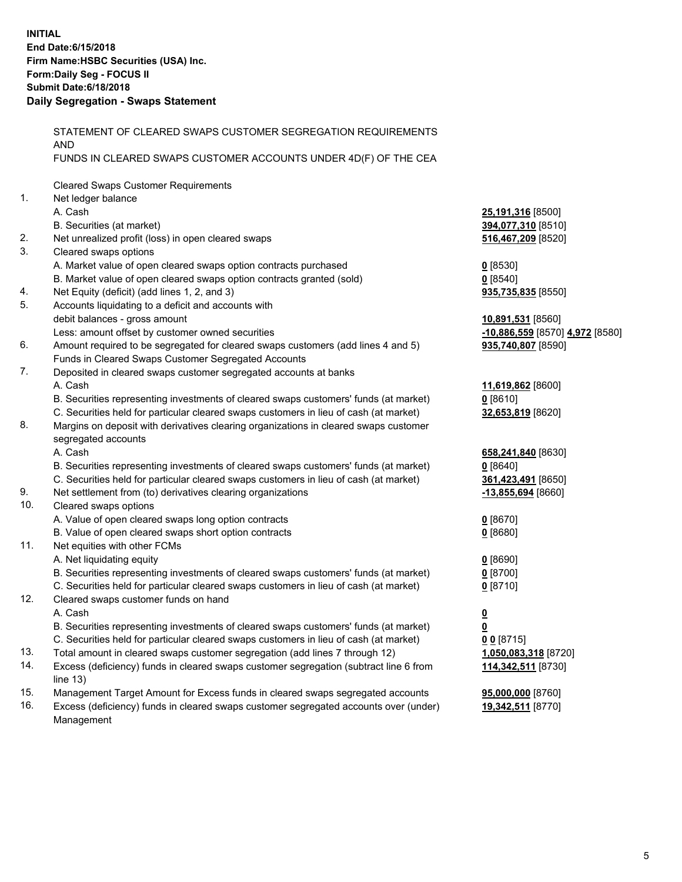**INITIAL**
**End Date:6/15/2018**
**Firm Name:HSBC Securities (USA) Inc.**
**Form:Daily Seg - FOCUS II**
**Submit Date:6/18/2018**
**Daily Segregation - Swaps Statement**

STATEMENT OF CLEARED SWAPS CUSTOMER SEGREGATION REQUIREMENTS AND FUNDS IN CLEARED SWAPS CUSTOMER ACCOUNTS UNDER 4D(F) OF THE CEA

| | | |
|---|---|---|
| | Cleared Swaps Customer Requirements | |
| 1. | Net ledger balance | |
| | A. Cash | **25,191,316** [8500] |
| | B. Securities (at market) | **394,077,310** [8510] |
| 2. | Net unrealized profit (loss) in open cleared swaps | **516,467,209** [8520] |
| 3. | Cleared swaps options | |
| | A. Market value of open cleared swaps option contracts purchased | **0** [8530] |
| | B. Market value of open cleared swaps option contracts granted (sold) | **0** [8540] |
| 4. | Net Equity (deficit) (add lines 1, 2, and 3) | **935,735,835** [8550] |
| 5. | Accounts liquidating to a deficit and accounts with debit balances - gross amount | **10,891,531** [8560] |
| | Less: amount offset by customer owned securities | **-10,886,559** [8570] **4,972** [8580] |
| 6. | Amount required to be segregated for cleared swaps customers (add lines 4 and 5) | **935,740,807** [8590] |
| | Funds in Cleared Swaps Customer Segregated Accounts | |
| 7. | Deposited in cleared swaps customer segregated accounts at banks | |
| | A. Cash | **11,619,862** [8600] |
| | B. Securities representing investments of cleared swaps customers' funds (at market) | **0** [8610] |
| | C. Securities held for particular cleared swaps customers in lieu of cash (at market) | **32,653,819** [8620] |
| 8. | Margins on deposit with derivatives clearing organizations in cleared swaps customer segregated accounts | |
| | A. Cash | **658,241,840** [8630] |
| | B. Securities representing investments of cleared swaps customers' funds (at market) | **0** [8640] |
| | C. Securities held for particular cleared swaps customers in lieu of cash (at market) | **361,423,491** [8650] |
| 9. | Net settlement from (to) derivatives clearing organizations | **-13,855,694** [8660] |
| 10. | Cleared swaps options | |
| | A. Value of open cleared swaps long option contracts | **0** [8670] |
| | B. Value of open cleared swaps short option contracts | **0** [8680] |
| 11. | Net equities with other FCMs | |
| | A. Net liquidating equity | **0** [8690] |
| | B. Securities representing investments of cleared swaps customers' funds (at market) | **0** [8700] |
| | C. Securities held for particular cleared swaps customers in lieu of cash (at market) | **0** [8710] |
| 12. | Cleared swaps customer funds on hand | |
| | A. Cash | **0** |
| | B. Securities representing investments of cleared swaps customers' funds (at market) | **0** |
| | C. Securities held for particular cleared swaps customers in lieu of cash (at market) | **0** **0** [8715] |
| 13. | Total amount in cleared swaps customer segregation (add lines 7 through 12) | **1,050,083,318** [8720] |
| 14. | Excess (deficiency) funds in cleared swaps customer segregation (subtract line 6 from line 13) | **114,342,511** [8730] |
| 15. | Management Target Amount for Excess funds in cleared swaps segregated accounts | **95,000,000** [8760] |
| 16. | Excess (deficiency) funds in cleared swaps customer segregated accounts over (under) Management | **19,342,511** [8770] |